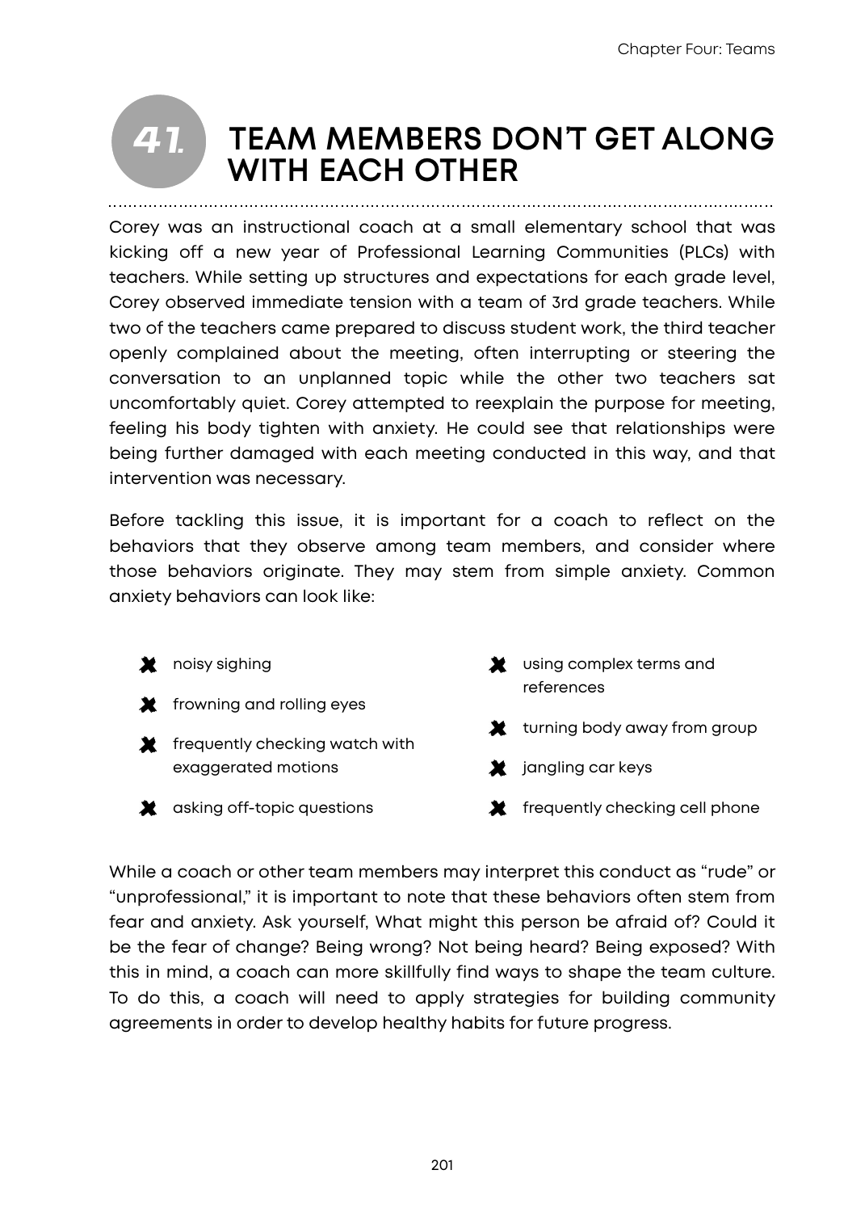# 41. TEAM MEMBERS DON'T GET ALONG WITH EACH OTHER

Corey was an instructional coach at a small elementary school that was kicking off a new year of Professional Learning Communities (PLCs) with teachers. While setting up structures and expectations for each grade level, Corey observed immediate tension with a team of 3rd grade teachers. While two of the teachers came prepared to discuss student work, the third teacher openly complained about the meeting, often interrupting or steering the conversation to an unplanned topic while the other two teachers sat uncomfortably quiet. Corey attempted to reexplain the purpose for meeting, feeling his body tighten with anxiety. He could see that relationships were being further damaged with each meeting conducted in this way, and that intervention was necessary.

Before tackling this issue, it is important for a coach to reflect on the behaviors that they observe among team members, and consider where those behaviors originate. They may stem from simple anxiety. Common anxiety behaviors can look like:

- noisy sighing
- frowning and rolling eyes
- frequently checking watch with exaggerated motions
- asking off-topic questions
- using complex terms and references
- turning body away from group
- jangling car keys
- frequently checking cell phone

While a coach or other team members may interpret this conduct as "rude" or "unprofessional," it is important to note that these behaviors often stem from fear and anxiety. Ask yourself, What might this person be afraid of? Could it be the fear of change? Being wrong? Not being heard? Being exposed? With this in mind, a coach can more skillfully find ways to shape the team culture. To do this, a coach will need to apply strategies for building community agreements in order to develop healthy habits for future progress.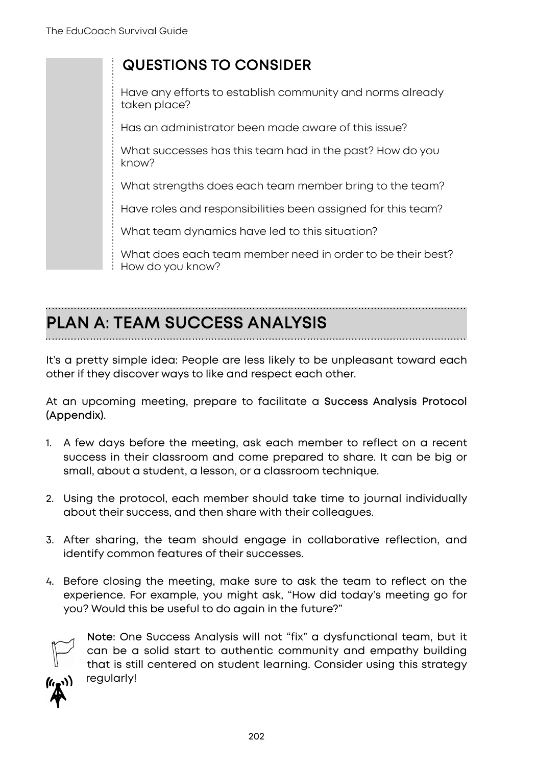## QUESTIONS TO CONSIDER

Have any efforts to establish community and norms already taken place?

Has an administrator been made aware of this issue?

What successes has this team had in the past? How do you know?

What strengths does each team member bring to the team?

Have roles and responsibilities been assigned for this team?

What team dynamics have led to this situation?

What does each team member need in order to be their best? How do you know?

## PLAN A: TEAM SUCCESS ANALYSIS

It's a pretty simple idea: People are less likely to be unpleasant toward each other if they discover ways to like and respect each other.

At an upcoming meeting, prepare to facilitate a **Success Analysis Protocol (Appendix)**.

1. A few days before the meeting, ask each member to reflect on a recent success in their classroom and come prepared to share. It can be big or small, about a student, a lesson, or a classroom technique.
2. Using the protocol, each member should take time to journal individually about their success, and then share with their colleagues.
3. After sharing, the team should engage in collaborative reflection, and identify common features of their successes.
4. Before closing the meeting, make sure to ask the team to reflect on the experience. For example, you might ask, "How did today's meeting go for you? Would this be useful to do again in the future?"

**Note**: One Success Analysis will not "fix" a dysfunctional team, but it can be a solid start to authentic community and empathy building that is still centered on student learning. Consider using this strategy regularly!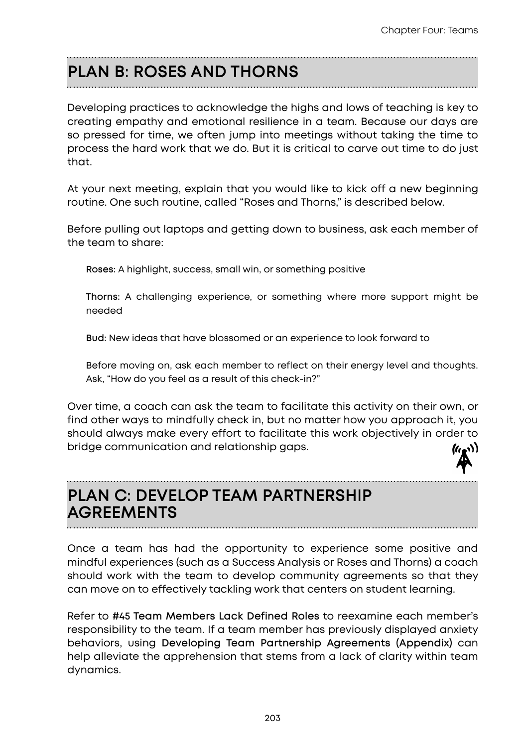## PLAN B: ROSES AND THORNS

Developing practices to acknowledge the highs and lows of teaching is key to creating empathy and emotional resilience in a team. Because our days are so pressed for time, we often jump into meetings without taking the time to process the hard work that we do. But it is critical to carve out time to do just that.

At your next meeting, explain that you would like to kick off a new beginning routine. One such routine, called "Roses and Thorns," is described below.

Before pulling out laptops and getting down to business, ask each member of the team to share:

> **Roses**: A highlight, success, small win, or something positive
>
> **Thorns**: A challenging experience, or something where more support might be needed
>
> **Bud**: New ideas that have blossomed or an experience to look forward to
>
> Before moving on, ask each member to reflect on their energy level and thoughts. Ask, "How do you feel as a result of this check-in?"

Over time, a coach can ask the team to facilitate this activity on their own, or find other ways to mindfully check in, but no matter how you approach it, you should always make every effort to facilitate this work objectively in order to bridge communication and relationship gaps.

## PLAN C: DEVELOP TEAM PARTNERSHIP AGREEMENTS

Once a team has had the opportunity to experience some positive and mindful experiences (such as a Success Analysis or Roses and Thorns) a coach should work with the team to develop community agreements so that they can move on to effectively tackling work that centers on student learning.

Refer to **#45 Team Members Lack Defined Roles** to reexamine each member's responsibility to the team. If a team member has previously displayed anxiety behaviors, using **Developing Team Partnership Agreements (Appendix)** can help alleviate the apprehension that stems from a lack of clarity within team dynamics.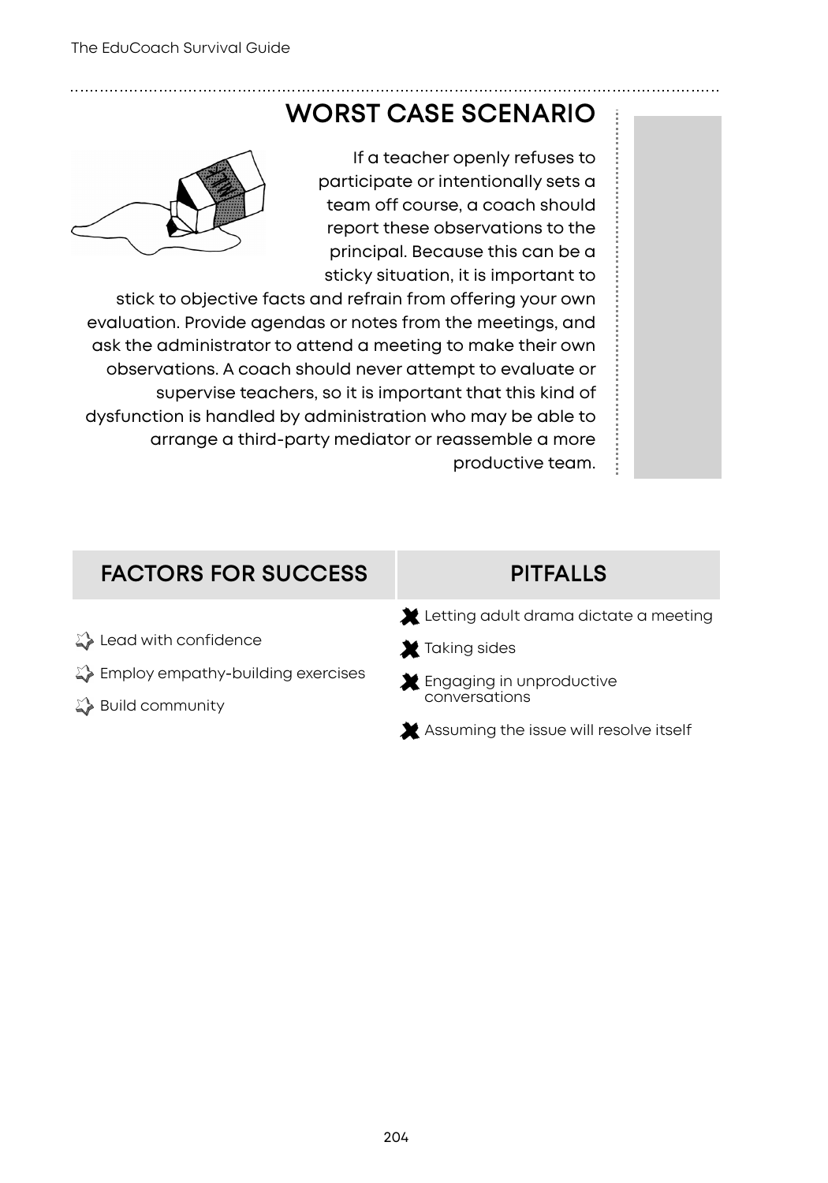## WORST CASE SCENARIO

If a teacher openly refuses to participate or intentionally sets a team off course, a coach should report these observations to the principal. Because this can be a sticky situation, it is important to stick to objective facts and refrain from offering your own evaluation. Provide agendas or notes from the meetings, and ask the administrator to attend a meeting to make their own observations. A coach should never attempt to evaluate or supervise teachers, so it is important that this kind of dysfunction is handled by administration who may be able to arrange a third-party mediator or reassemble a more productive team.

| FACTORS FOR SUCCESS | PITFALLS |
| --- | --- |
| Lead with confidence | Letting adult drama dictate a meeting |
| Employ empathy-building exercises | Taking sides |
| Build community | Engaging in unproductive conversations |
| | Assuming the issue will resolve itself |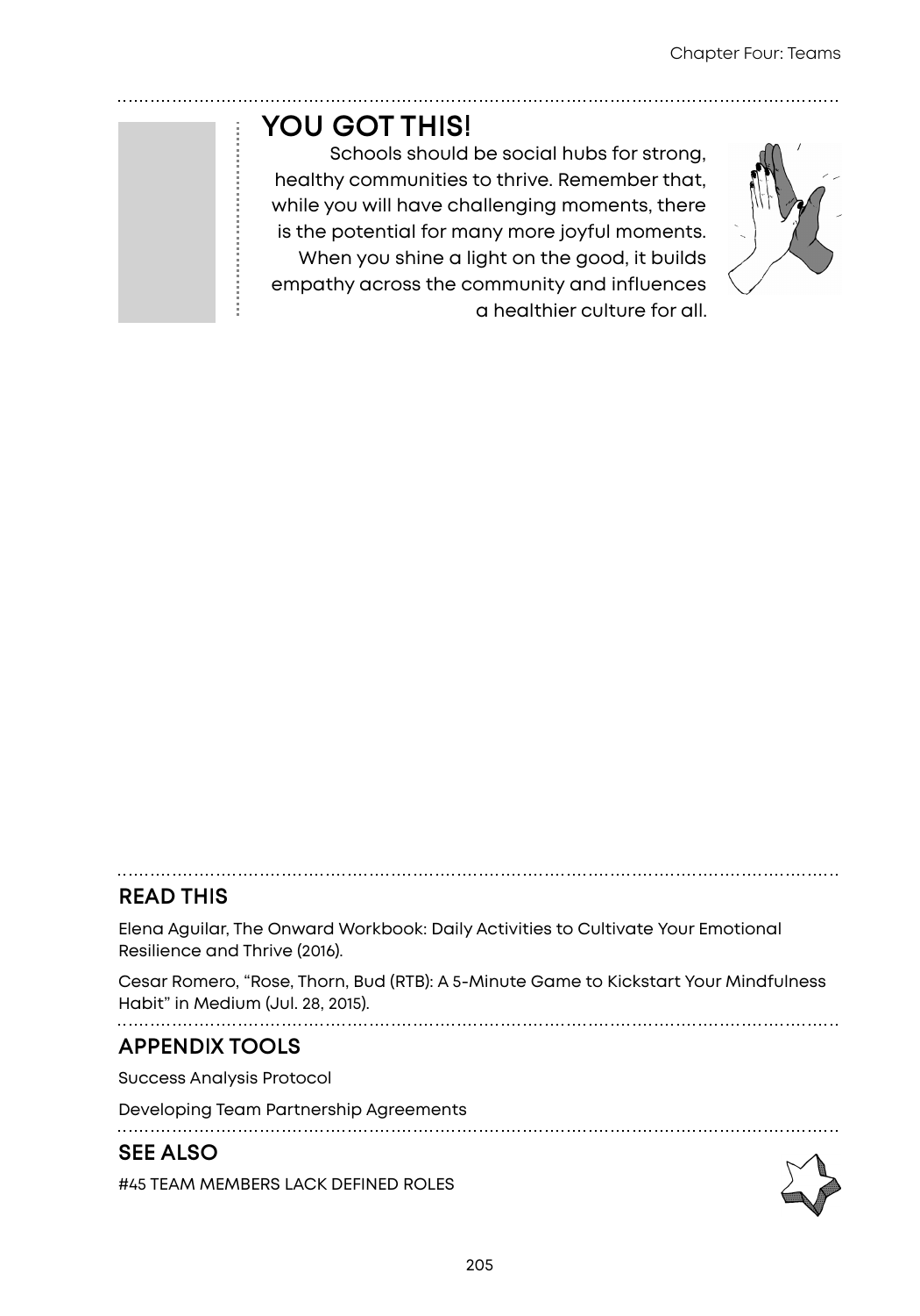## YOU GOT THIS!

Schools should be social hubs for strong, healthy communities to thrive. Remember that, while you will have challenging moments, there is the potential for many more joyful moments. When you shine a light on the good, it builds empathy across the community and influences a healthier culture for all.

### READ THIS

Elena Aguilar, The Onward Workbook: Daily Activities to Cultivate Your Emotional Resilience and Thrive (2016).

Cesar Romero, "Rose, Thorn, Bud (RTB): A 5-Minute Game to Kickstart Your Mindfulness Habit" in Medium (Jul. 28, 2015).

### APPENDIX TOOLS

Success Analysis Protocol

Developing Team Partnership Agreements

### SEE ALSO

#45 TEAM MEMBERS LACK DEFINED ROLES